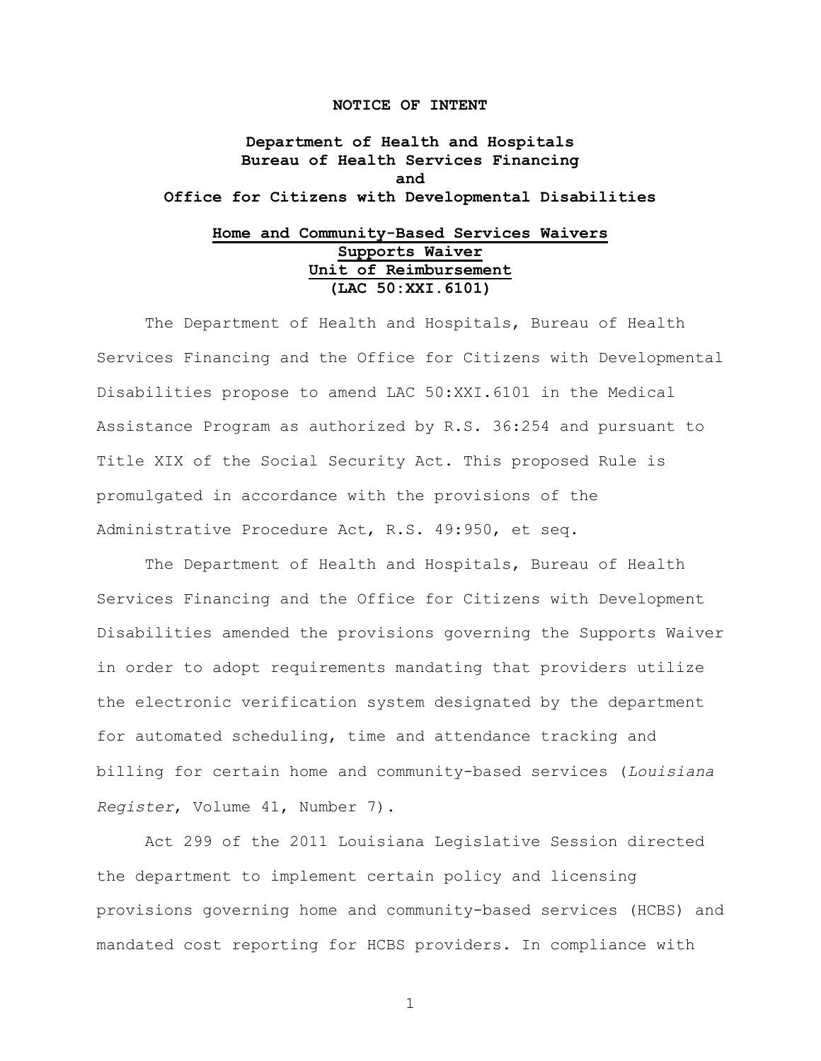# NOTICE OF INTENT

## Department of Health and Hospitals
## Bureau of Health Services Financing
## and
## Office for Citizens with Developmental Disabilities

### Home and Community-Based Services Waivers
### Supports Waiver
### Unit of Reimbursement
### (LAC 50:XXI.6101)

The Department of Health and Hospitals, Bureau of Health Services Financing and the Office for Citizens with Developmental Disabilities propose to amend LAC 50:XXI.6101 in the Medical Assistance Program as authorized by R.S. 36:254 and pursuant to Title XIX of the Social Security Act. This proposed Rule is promulgated in accordance with the provisions of the Administrative Procedure Act, R.S. 49:950, et seq.

The Department of Health and Hospitals, Bureau of Health Services Financing and the Office for Citizens with Development Disabilities amended the provisions governing the Supports Waiver in order to adopt requirements mandating that providers utilize the electronic verification system designated by the department for automated scheduling, time and attendance tracking and billing for certain home and community-based services (*Louisiana Register*, Volume 41, Number 7).

Act 299 of the 2011 Louisiana Legislative Session directed the department to implement certain policy and licensing provisions governing home and community-based services (HCBS) and mandated cost reporting for HCBS providers. In compliance with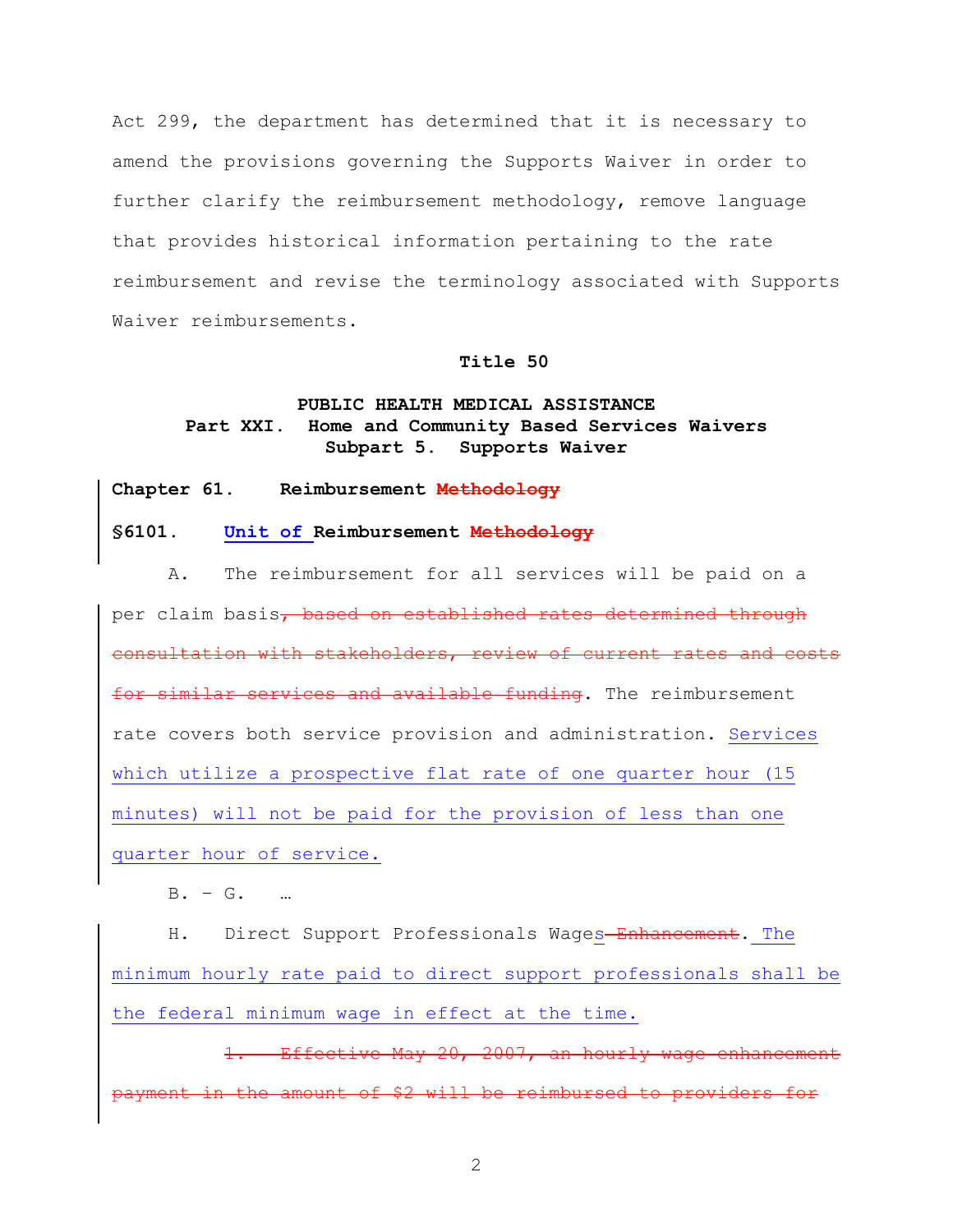Act 299, the department has determined that it is necessary to amend the provisions governing the Supports Waiver in order to further clarify the reimbursement methodology, remove language that provides historical information pertaining to the rate reimbursement and revise the terminology associated with Supports Waiver reimbursements.

**Title 50**

**PUBLIC HEALTH MEDICAL ASSISTANCE**
**Part XXI. Home and Community Based Services Waivers**
**Subpart 5. Supports Waiver**

**Chapter 61. Reimbursement ~~Methodology~~**

**§6101. Unit of Reimbursement ~~Methodology~~**

A. The reimbursement for all services will be paid on a per claim basis~~, based on established rates determined through consultation with stakeholders, review of current rates and costs for similar services and available funding~~. The reimbursement rate covers both service provision and administration. Services which utilize a prospective flat rate of one quarter hour (15 minutes) will not be paid for the provision of less than one quarter hour of service.

B. – G. …

H. Direct Support Professionals Wages~~ Enhancement~~. The minimum hourly rate paid to direct support professionals shall be the federal minimum wage in effect at the time.

~~1. Effective May 20, 2007, an hourly wage enhancement payment in the amount of $2 will be reimbursed to providers for~~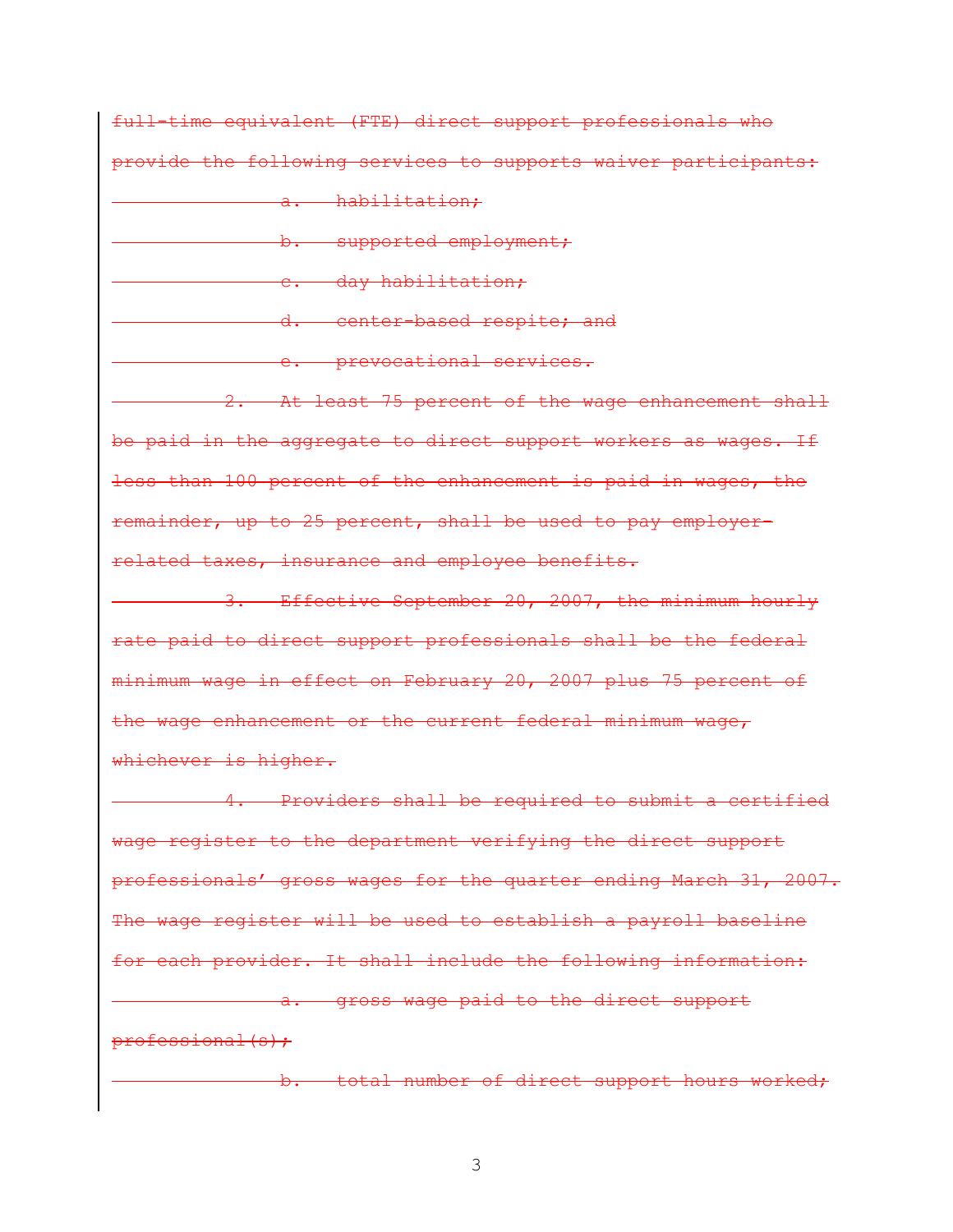~~full-time equivalent (FTE) direct support professionals who provide the following services to supports waiver participants:~~

~~a. habilitation;~~

~~b. supported employment;~~

~~c. day habilitation;~~

~~d. center-based respite; and~~

~~e. prevocational services.~~

~~2. At least 75 percent of the wage enhancement shall be paid in the aggregate to direct support workers as wages. If less than 100 percent of the enhancement is paid in wages, the remainder, up to 25 percent, shall be used to pay employer-related taxes, insurance and employee benefits.~~

~~3. Effective September 20, 2007, the minimum hourly rate paid to direct support professionals shall be the federal minimum wage in effect on February 20, 2007 plus 75 percent of the wage enhancement or the current federal minimum wage, whichever is higher.~~

~~4. Providers shall be required to submit a certified wage register to the department verifying the direct support professionals' gross wages for the quarter ending March 31, 2007. The wage register will be used to establish a payroll baseline for each provider. It shall include the following information:~~

~~a. gross wage paid to the direct support professional(s);~~

~~b. total number of direct support hours worked;~~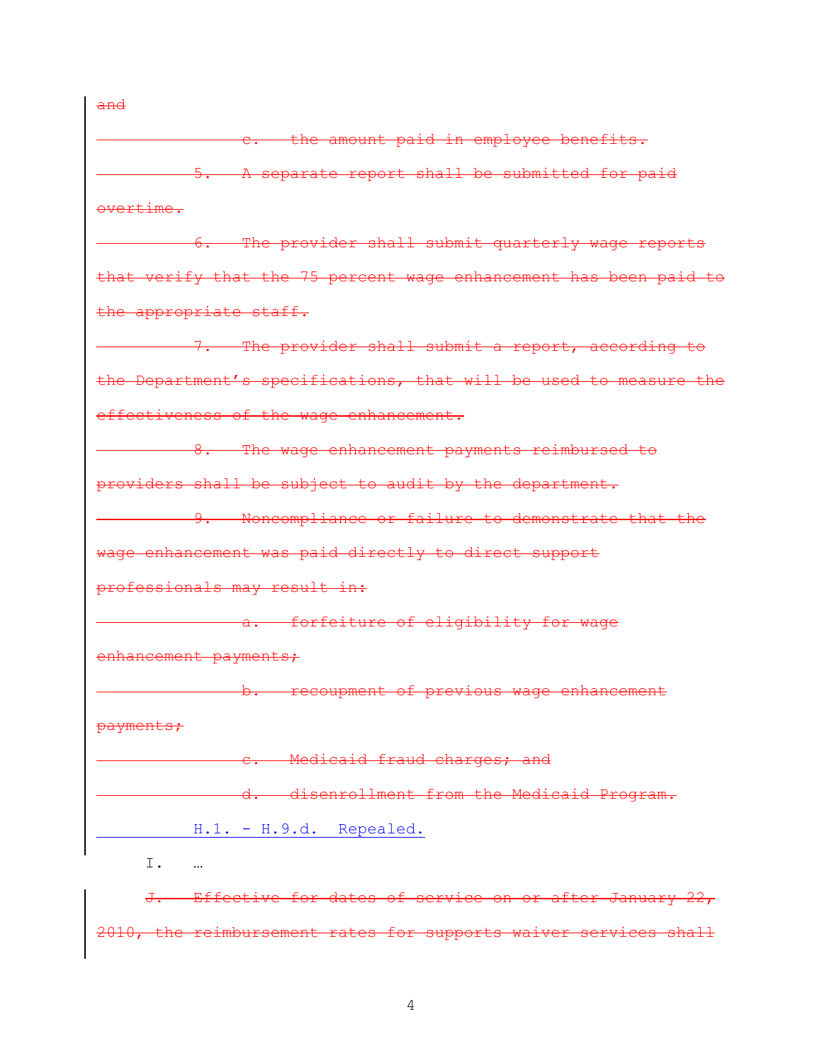~~and~~

~~c. the amount paid in employee benefits.~~

~~5. A separate report shall be submitted for paid overtime.~~

~~6. The provider shall submit quarterly wage reports that verify that the 75 percent wage enhancement has been paid to the appropriate staff.~~

~~7. The provider shall submit a report, according to the Department's specifications, that will be used to measure the effectiveness of the wage enhancement.~~

~~8. The wage enhancement payments reimbursed to providers shall be subject to audit by the department.~~

~~9. Noncompliance or failure to demonstrate that the wage enhancement was paid directly to direct support professionals may result in:~~

~~a. forfeiture of eligibility for wage enhancement payments;~~

~~b. recoupment of previous wage enhancement payments;~~

~~c. Medicaid fraud charges; and~~

~~d. disenrollment from the Medicaid Program.~~

H.1. - H.9.d. Repealed.

I. …

~~J. Effective for dates of service on or after January 22, 2010, the reimbursement rates for supports waiver services shall~~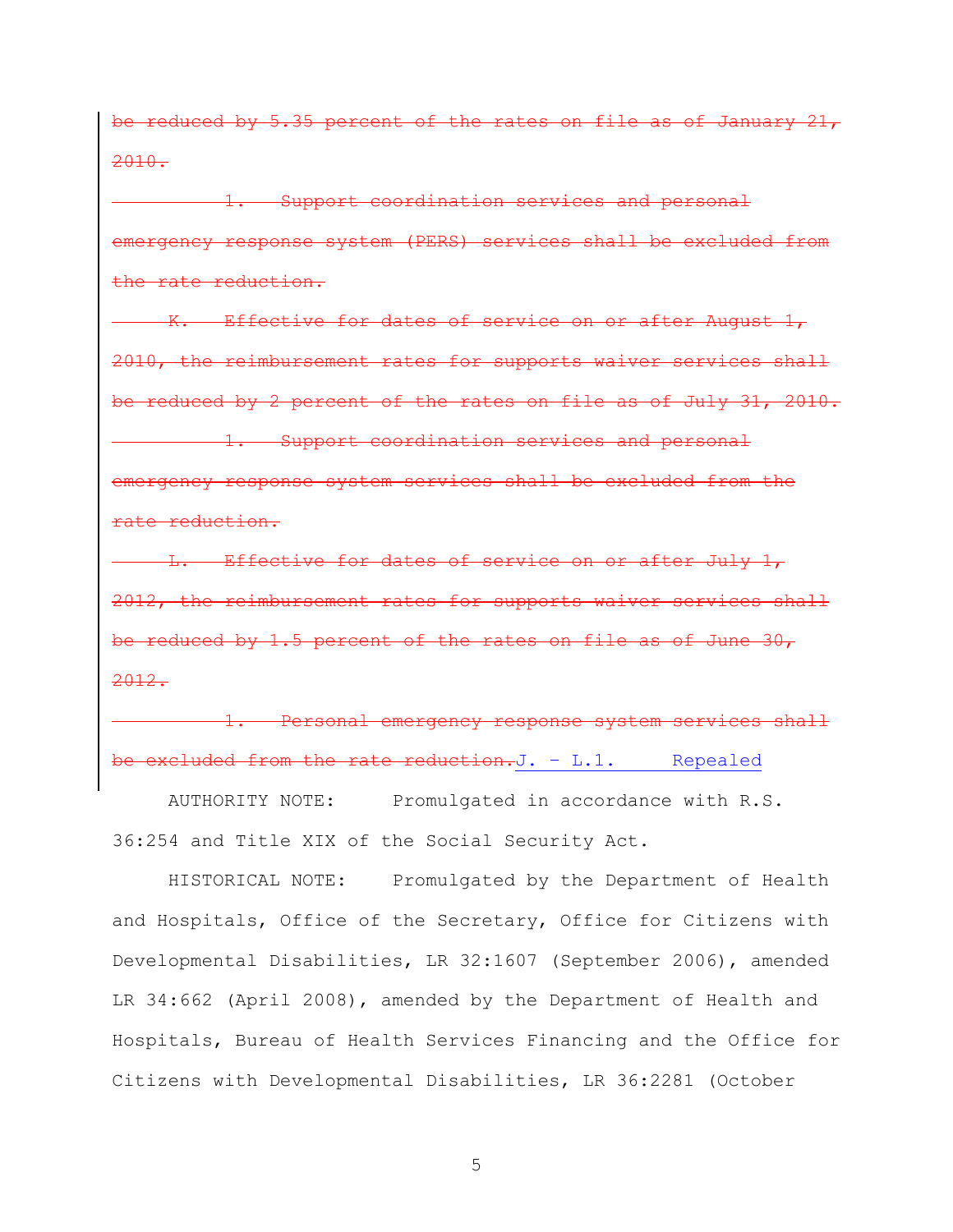~~be reduced by 5.35 percent of the rates on file as of January 21, 2010.~~

~~1. Support coordination services and personal emergency response system (PERS) services shall be excluded from the rate reduction.~~

~~K. Effective for dates of service on or after August 1, 2010, the reimbursement rates for supports waiver services shall be reduced by 2 percent of the rates on file as of July 31, 2010.~~

~~1. Support coordination services and personal emergency response system services shall be excluded from the rate reduction.~~

~~L. Effective for dates of service on or after July 1, 2012, the reimbursement rates for supports waiver services shall be reduced by 1.5 percent of the rates on file as of June 30, 2012.~~

~~1. Personal emergency response system services shall be excluded from the rate reduction.~~J. - L.1. Repealed

AUTHORITY NOTE: Promulgated in accordance with R.S. 36:254 and Title XIX of the Social Security Act.

HISTORICAL NOTE: Promulgated by the Department of Health and Hospitals, Office of the Secretary, Office for Citizens with Developmental Disabilities, LR 32:1607 (September 2006), amended LR 34:662 (April 2008), amended by the Department of Health and Hospitals, Bureau of Health Services Financing and the Office for Citizens with Developmental Disabilities, LR 36:2281 (October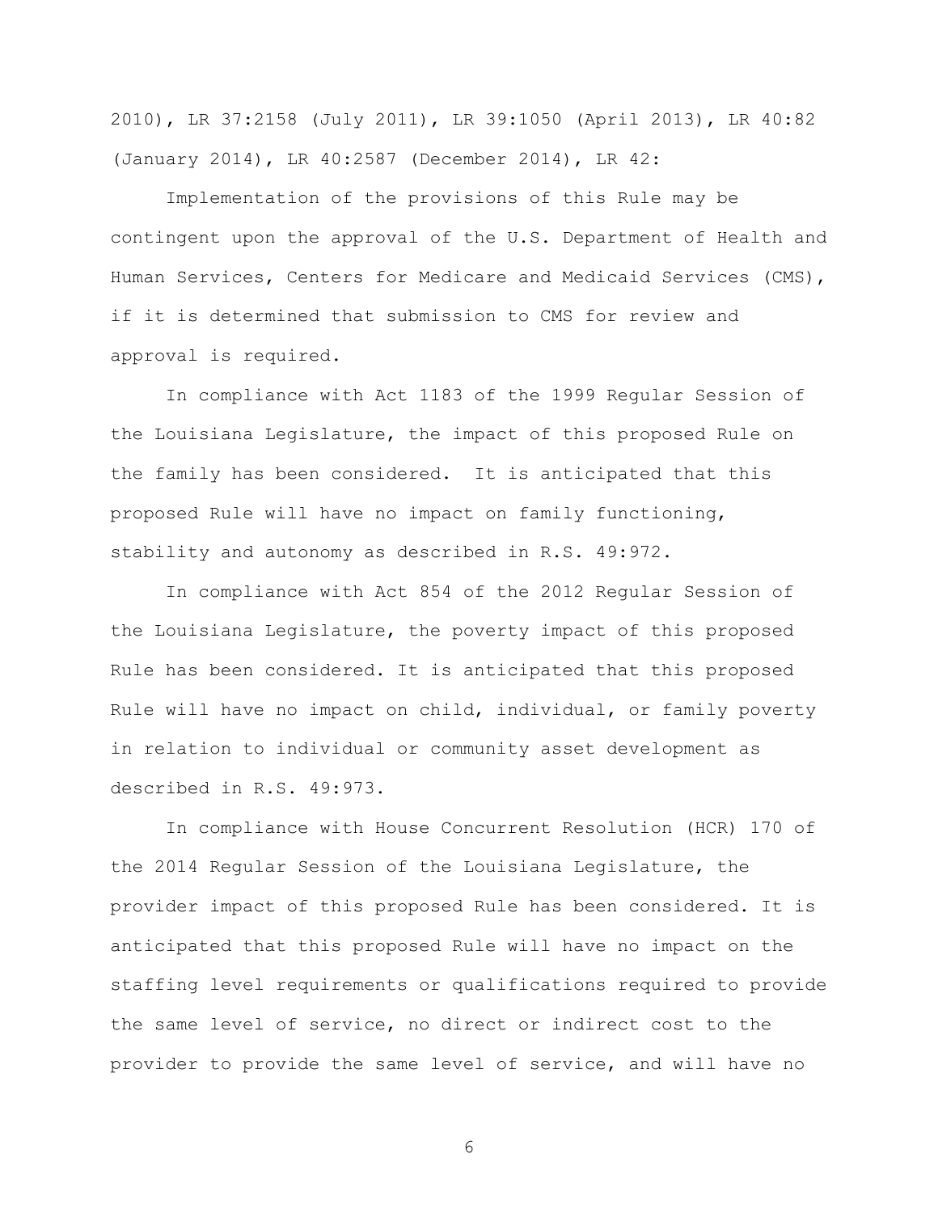2010), LR 37:2158 (July 2011), LR 39:1050 (April 2013), LR 40:82 (January 2014), LR 40:2587 (December 2014), LR 42:

Implementation of the provisions of this Rule may be contingent upon the approval of the U.S. Department of Health and Human Services, Centers for Medicare and Medicaid Services (CMS), if it is determined that submission to CMS for review and approval is required.

In compliance with Act 1183 of the 1999 Regular Session of the Louisiana Legislature, the impact of this proposed Rule on the family has been considered. It is anticipated that this proposed Rule will have no impact on family functioning, stability and autonomy as described in R.S. 49:972.

In compliance with Act 854 of the 2012 Regular Session of the Louisiana Legislature, the poverty impact of this proposed Rule has been considered. It is anticipated that this proposed Rule will have no impact on child, individual, or family poverty in relation to individual or community asset development as described in R.S. 49:973.

In compliance with House Concurrent Resolution (HCR) 170 of the 2014 Regular Session of the Louisiana Legislature, the provider impact of this proposed Rule has been considered. It is anticipated that this proposed Rule will have no impact on the staffing level requirements or qualifications required to provide the same level of service, no direct or indirect cost to the provider to provide the same level of service, and will have no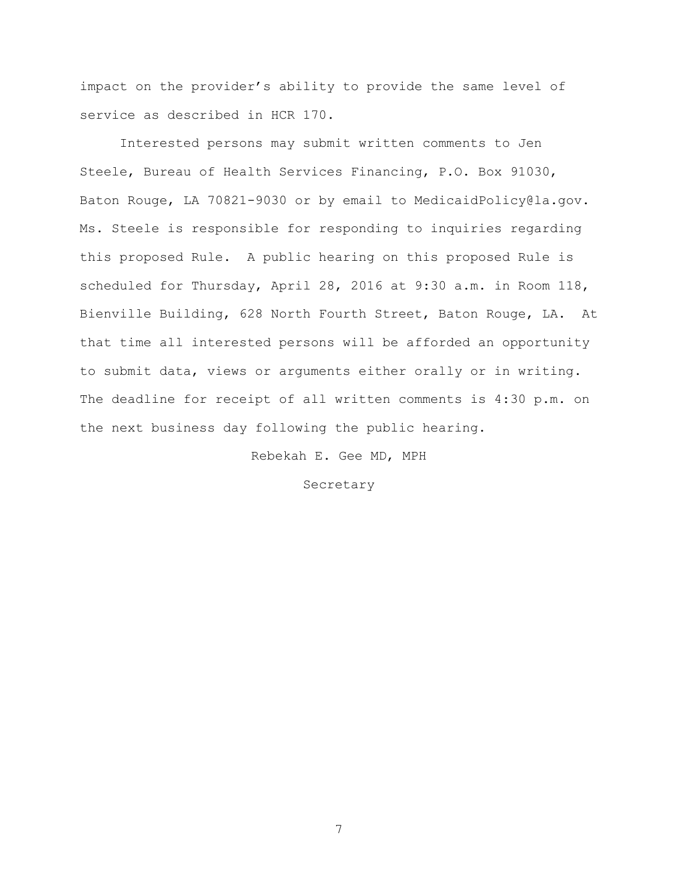impact on the provider's ability to provide the same level of service as described in HCR 170.

Interested persons may submit written comments to Jen Steele, Bureau of Health Services Financing, P.O. Box 91030, Baton Rouge, LA 70821-9030 or by email to MedicaidPolicy@la.gov. Ms. Steele is responsible for responding to inquiries regarding this proposed Rule. A public hearing on this proposed Rule is scheduled for Thursday, April 28, 2016 at 9:30 a.m. in Room 118, Bienville Building, 628 North Fourth Street, Baton Rouge, LA. At that time all interested persons will be afforded an opportunity to submit data, views or arguments either orally or in writing. The deadline for receipt of all written comments is 4:30 p.m. on the next business day following the public hearing.

Rebekah E. Gee MD, MPH

Secretary